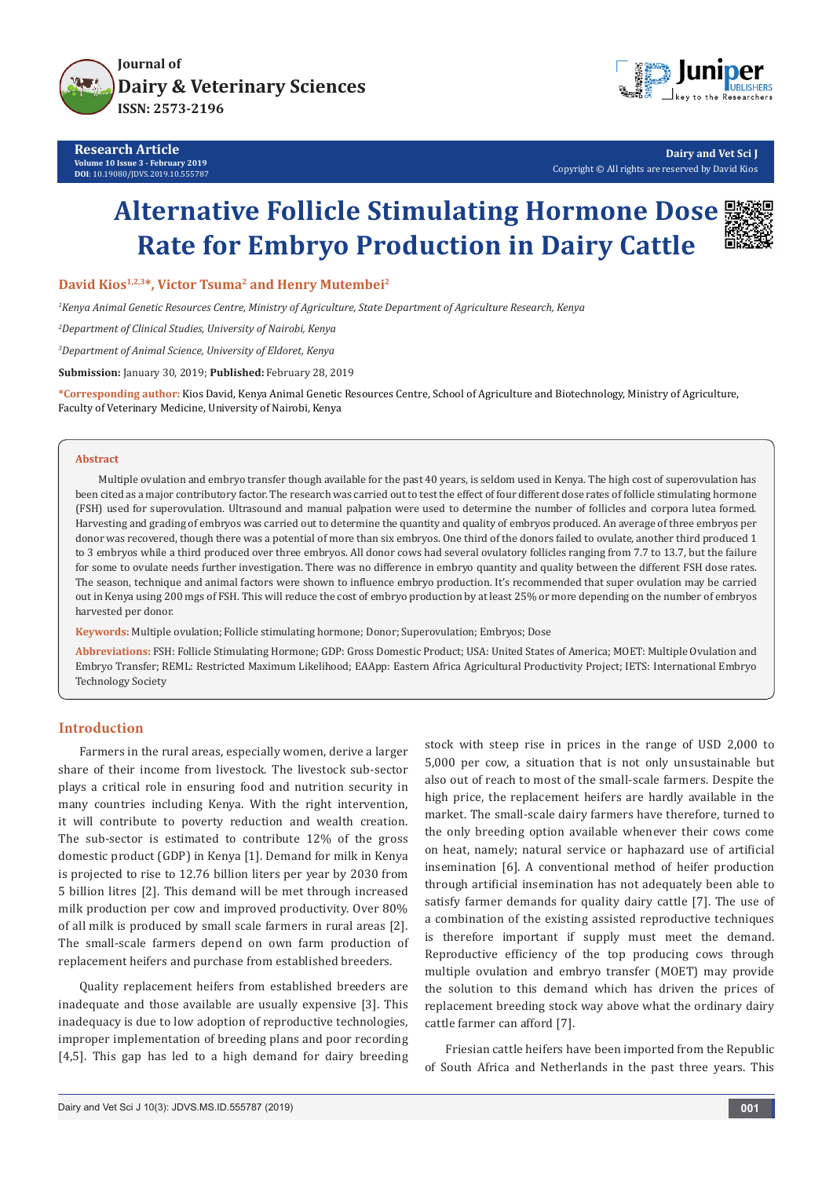Research Article
Volume 10 Issue 3 - February 2019
DOI: 10.19080/JDVS.2019.10.555787

Copyright © All rights are reserved by David Kios

# Alternative Follicle Stimulating Hormone Dose Rate for Embryo Production in Dairy Cattle

**David Kios[1,2,3]*, Victor Tsuma[2] and Henry Mutembei[2]**

*[1]Kenya Animal Genetic Resources Centre, Ministry of Agriculture, State Department of Agriculture Research, Kenya*

*[2]Department of Clinical Studies, University of Nairobi, Kenya*

*[3]Department of Animal Science, University of Eldoret, Kenya*

**Submission:** January 30, 2019; **Published:** February 28, 2019

***Corresponding author:** Kios David, Kenya Animal Genetic Resources Centre, School of Agriculture and Biotechnology, Ministry of Agriculture, Faculty of Veterinary Medicine, University of Nairobi, Kenya

## Abstract

Multiple ovulation and embryo transfer though available for the past 40 years, is seldom used in Kenya. The high cost of superovulation has been cited as a major contributory factor. The research was carried out to test the effect of four different dose rates of follicle stimulating hormone (FSH) used for superovulation. Ultrasound and manual palpation were used to determine the number of follicles and corpora lutea formed. Harvesting and grading of embryos was carried out to determine the quantity and quality of embryos produced. An average of three embryos per donor was recovered, though there was a potential of more than six embryos. One third of the donors failed to ovulate, another third produced 1 to 3 embryos while a third produced over three embryos. All donor cows had several ovulatory follicles ranging from 7.7 to 13.7, but the failure for some to ovulate needs further investigation. There was no difference in embryo quantity and quality between the different FSH dose rates. The season, technique and animal factors were shown to influence embryo production. It's recommended that super ovulation may be carried out in Kenya using 200 mgs of FSH. This will reduce the cost of embryo production by at least 25% or more depending on the number of embryos harvested per donor.

**Keywords:** Multiple ovulation; Follicle stimulating hormone; Donor; Superovulation; Embryos; Dose

**Abbreviations:** FSH: Follicle Stimulating Hormone; GDP: Gross Domestic Product; USA: United States of America; MOET: Multiple Ovulation and Embryo Transfer; REML: Restricted Maximum Likelihood; EAApp: Eastern Africa Agricultural Productivity Project; IETS: International Embryo Technology Society

## Introduction

Farmers in the rural areas, especially women, derive a larger share of their income from livestock. The livestock sub-sector plays a critical role in ensuring food and nutrition security in many countries including Kenya. With the right intervention, it will contribute to poverty reduction and wealth creation. The sub-sector is estimated to contribute 12% of the gross domestic product (GDP) in Kenya [1]. Demand for milk in Kenya is projected to rise to 12.76 billion liters per year by 2030 from 5 billion litres [2]. This demand will be met through increased milk production per cow and improved productivity. Over 80% of all milk is produced by small scale farmers in rural areas [2]. The small-scale farmers depend on own farm production of replacement heifers and purchase from established breeders.

Quality replacement heifers from established breeders are inadequate and those available are usually expensive [3]. This inadequacy is due to low adoption of reproductive technologies, improper implementation of breeding plans and poor recording [4,5]. This gap has led to a high demand for dairy breeding stock with steep rise in prices in the range of USD 2,000 to 5,000 per cow, a situation that is not only unsustainable but also out of reach to most of the small-scale farmers. Despite the high price, the replacement heifers are hardly available in the market. The small-scale dairy farmers have therefore, turned to the only breeding option available whenever their cows come on heat, namely; natural service or haphazard use of artificial insemination [6]. A conventional method of heifer production through artificial insemination has not adequately been able to satisfy farmer demands for quality dairy cattle [7]. The use of a combination of the existing assisted reproductive techniques is therefore important if supply must meet the demand. Reproductive efficiency of the top producing cows through multiple ovulation and embryo transfer (MOET) may provide the solution to this demand which has driven the prices of replacement breeding stock way above what the ordinary dairy cattle farmer can afford [7].

Friesian cattle heifers have been imported from the Republic of South Africa and Netherlands in the past three years. This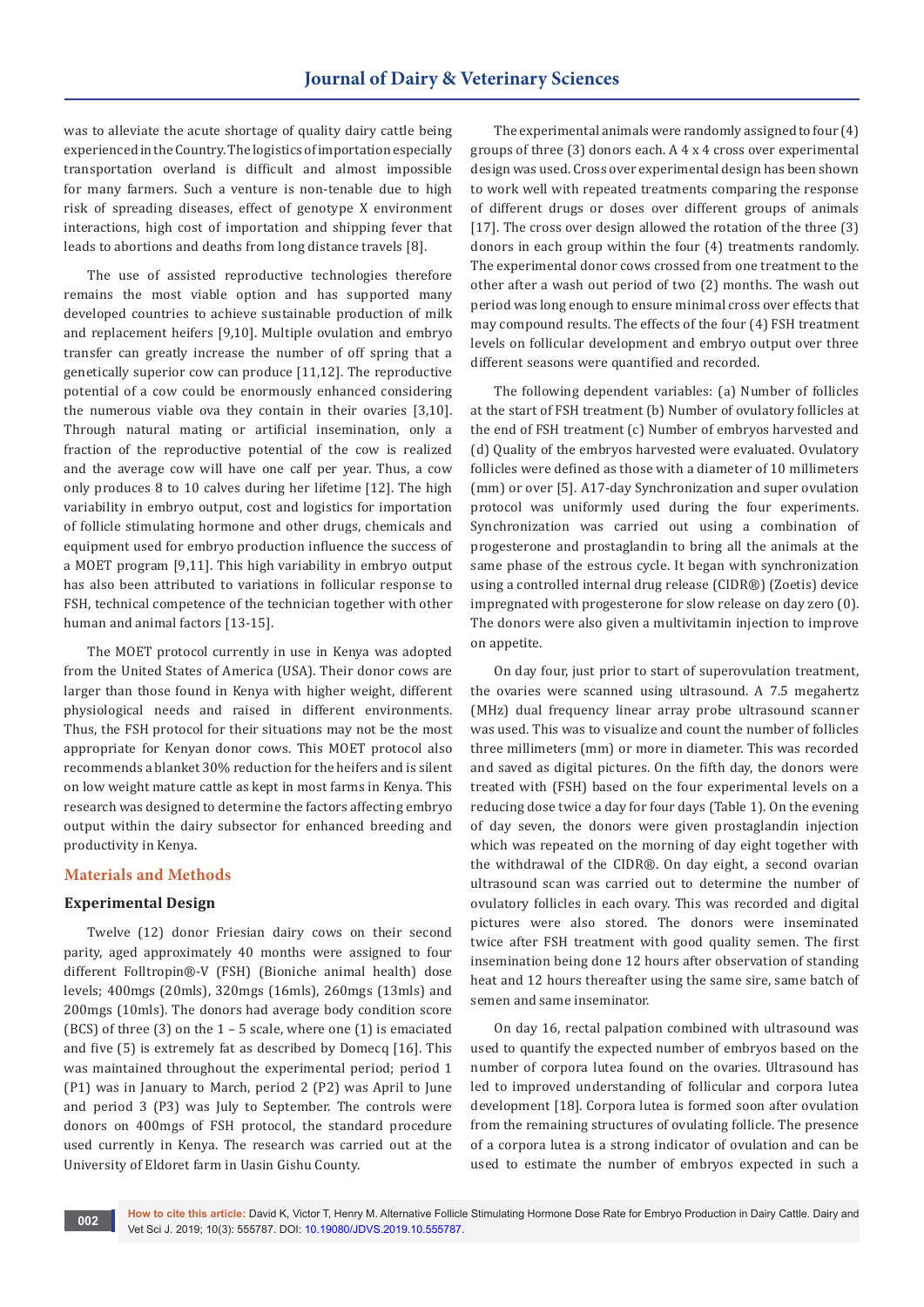was to alleviate the acute shortage of quality dairy cattle being experienced in the Country. The logistics of importation especially transportation overland is difficult and almost impossible for many farmers. Such a venture is non-tenable due to high risk of spreading diseases, effect of genotype X environment interactions, high cost of importation and shipping fever that leads to abortions and deaths from long distance travels [8].

The use of assisted reproductive technologies therefore remains the most viable option and has supported many developed countries to achieve sustainable production of milk and replacement heifers [9,10]. Multiple ovulation and embryo transfer can greatly increase the number of off spring that a genetically superior cow can produce [11,12]. The reproductive potential of a cow could be enormously enhanced considering the numerous viable ova they contain in their ovaries [3,10]. Through natural mating or artificial insemination, only a fraction of the reproductive potential of the cow is realized and the average cow will have one calf per year. Thus, a cow only produces 8 to 10 calves during her lifetime [12]. The high variability in embryo output, cost and logistics for importation of follicle stimulating hormone and other drugs, chemicals and equipment used for embryo production influence the success of a MOET program [9,11]. This high variability in embryo output has also been attributed to variations in follicular response to FSH, technical competence of the technician together with other human and animal factors [13-15].

The MOET protocol currently in use in Kenya was adopted from the United States of America (USA). Their donor cows are larger than those found in Kenya with higher weight, different physiological needs and raised in different environments. Thus, the FSH protocol for their situations may not be the most appropriate for Kenyan donor cows. This MOET protocol also recommends a blanket 30% reduction for the heifers and is silent on low weight mature cattle as kept in most farms in Kenya. This research was designed to determine the factors affecting embryo output within the dairy subsector for enhanced breeding and productivity in Kenya.

## Materials and Methods

### Experimental Design

Twelve (12) donor Friesian dairy cows on their second parity, aged approximately 40 months were assigned to four different Folltropin®-V (FSH) (Bioniche animal health) dose levels; 400mgs (20mls), 320mgs (16mls), 260mgs (13mls) and 200mgs (10mls). The donors had average body condition score (BCS) of three (3) on the 1 – 5 scale, where one (1) is emaciated and five (5) is extremely fat as described by Domecq [16]. This was maintained throughout the experimental period; period 1 (P1) was in January to March, period 2 (P2) was April to June and period 3 (P3) was July to September. The controls were donors on 400mgs of FSH protocol, the standard procedure used currently in Kenya. The research was carried out at the University of Eldoret farm in Uasin Gishu County.

The experimental animals were randomly assigned to four (4) groups of three (3) donors each. A 4 x 4 cross over experimental design was used. Cross over experimental design has been shown to work well with repeated treatments comparing the response of different drugs or doses over different groups of animals [17]. The cross over design allowed the rotation of the three (3) donors in each group within the four (4) treatments randomly. The experimental donor cows crossed from one treatment to the other after a wash out period of two (2) months. The wash out period was long enough to ensure minimal cross over effects that may compound results. The effects of the four (4) FSH treatment levels on follicular development and embryo output over three different seasons were quantified and recorded.

The following dependent variables: (a) Number of follicles at the start of FSH treatment (b) Number of ovulatory follicles at the end of FSH treatment (c) Number of embryos harvested and (d) Quality of the embryos harvested were evaluated. Ovulatory follicles were defined as those with a diameter of 10 millimeters (mm) or over [5]. A17-day Synchronization and super ovulation protocol was uniformly used during the four experiments. Synchronization was carried out using a combination of progesterone and prostaglandin to bring all the animals at the same phase of the estrous cycle. It began with synchronization using a controlled internal drug release (CIDR®) (Zoetis) device impregnated with progesterone for slow release on day zero (0). The donors were also given a multivitamin injection to improve on appetite.

On day four, just prior to start of superovulation treatment, the ovaries were scanned using ultrasound. A 7.5 megahertz (MHz) dual frequency linear array probe ultrasound scanner was used. This was to visualize and count the number of follicles three millimeters (mm) or more in diameter. This was recorded and saved as digital pictures. On the fifth day, the donors were treated with (FSH) based on the four experimental levels on a reducing dose twice a day for four days (Table 1). On the evening of day seven, the donors were given prostaglandin injection which was repeated on the morning of day eight together with the withdrawal of the CIDR®. On day eight, a second ovarian ultrasound scan was carried out to determine the number of ovulatory follicles in each ovary. This was recorded and digital pictures were also stored. The donors were inseminated twice after FSH treatment with good quality semen. The first insemination being done 12 hours after observation of standing heat and 12 hours thereafter using the same sire, same batch of semen and same inseminator.

On day 16, rectal palpation combined with ultrasound was used to quantify the expected number of embryos based on the number of corpora lutea found on the ovaries. Ultrasound has led to improved understanding of follicular and corpora lutea development [18]. Corpora lutea is formed soon after ovulation from the remaining structures of ovulating follicle. The presence of a corpora lutea is a strong indicator of ovulation and can be used to estimate the number of embryos expected in such a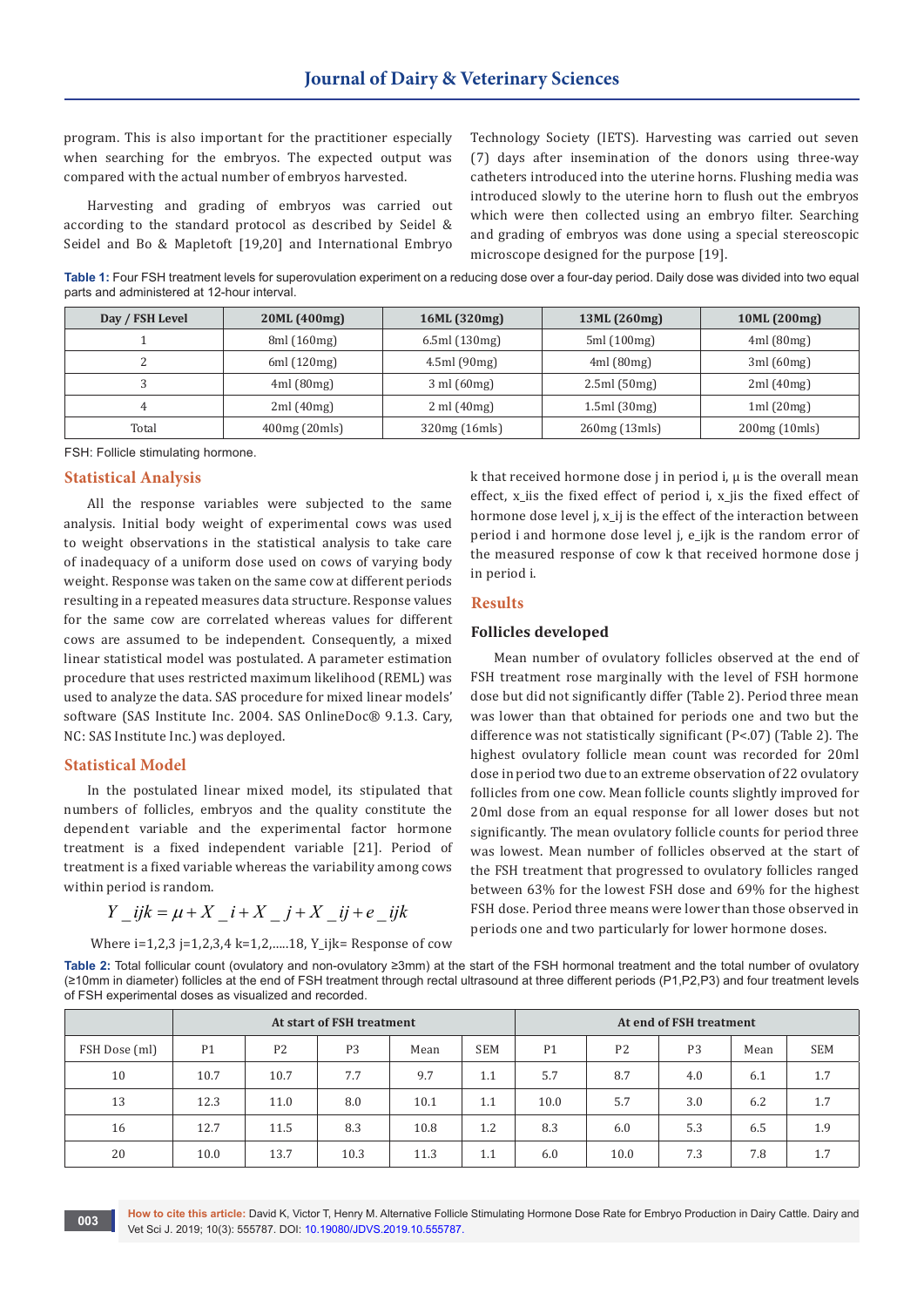program. This is also important for the practitioner especially when searching for the embryos. The expected output was compared with the actual number of embryos harvested.

Harvesting and grading of embryos was carried out according to the standard protocol as described by Seidel & Seidel and Bo & Mapletoft [19,20] and International Embryo Technology Society (IETS). Harvesting was carried out seven (7) days after insemination of the donors using three-way catheters introduced into the uterine horns. Flushing media was introduced slowly to the uterine horn to flush out the embryos which were then collected using an embryo filter. Searching and grading of embryos was done using a special stereoscopic microscope designed for the purpose [19].

**Table 1:** Four FSH treatment levels for superovulation experiment on a reducing dose over a four-day period. Daily dose was divided into two equal parts and administered at 12-hour interval.

| Day / FSH Level | 20ML (400mg) | 16ML (320mg) | 13ML (260mg) | 10ML (200mg) |
|---|---|---|---|---|
| 1 | 8ml (160mg) | 6.5ml (130mg) | 5ml (100mg) | 4ml (80mg) |
| 2 | 6ml (120mg) | 4.5ml (90mg) | 4ml (80mg) | 3ml (60mg) |
| 3 | 4ml (80mg) | 3 ml (60mg) | 2.5ml (50mg) | 2ml (40mg) |
| 4 | 2ml (40mg) | 2 ml (40mg) | 1.5ml (30mg) | 1ml (20mg) |
| Total | 400mg (20mls) | 320mg (16mls) | 260mg (13mls) | 200mg (10mls) |

FSH: Follicle stimulating hormone.

## Statistical Analysis

All the response variables were subjected to the same analysis. Initial body weight of experimental cows was used to weight observations in the statistical analysis to take care of inadequacy of a uniform dose used on cows of varying body weight. Response was taken on the same cow at different periods resulting in a repeated measures data structure. Response values for the same cow are correlated whereas values for different cows are assumed to be independent. Consequently, a mixed linear statistical model was postulated. A parameter estimation procedure that uses restricted maximum likelihood (REML) was used to analyze the data. SAS procedure for mixed linear models' software (SAS Institute Inc. 2004. SAS OnlineDoc® 9.1.3. Cary, NC: SAS Institute Inc.) was deployed.

## Statistical Model

In the postulated linear mixed model, its stipulated that numbers of follicles, embryos and the quality constitute the dependent variable and the experimental factor hormone treatment is a fixed independent variable [21]. Period of treatment is a fixed variable whereas the variability among cows within period is random.

$$Y\_ijk = \mu + X\_i + X\_j + X\_ij + e\_ijk$$

Where i=1,2,3 j=1,2,3,4 k=1,2,.....18, Y_ijk= Response of cow k that received hormone dose j in period i, μ is the overall mean effect, x_iis the fixed effect of period i, x_jis the fixed effect of hormone dose level j, x_ij is the effect of the interaction between period i and hormone dose level j, e_ijk is the random error of the measured response of cow k that received hormone dose j in period i.

## Results

### Follicles developed

Mean number of ovulatory follicles observed at the end of FSH treatment rose marginally with the level of FSH hormone dose but did not significantly differ (Table 2). Period three mean was lower than that obtained for periods one and two but the difference was not statistically significant (P<.07) (Table 2). The highest ovulatory follicle mean count was recorded for 20ml dose in period two due to an extreme observation of 22 ovulatory follicles from one cow. Mean follicle counts slightly improved for 20ml dose from an equal response for all lower doses but not significantly. The mean ovulatory follicle counts for period three was lowest. Mean number of follicles observed at the start of the FSH treatment that progressed to ovulatory follicles ranged between 63% for the lowest FSH dose and 69% for the highest FSH dose. Period three means were lower than those observed in periods one and two particularly for lower hormone doses.

**Table 2:** Total follicular count (ovulatory and non-ovulatory ≥3mm) at the start of the FSH hormonal treatment and the total number of ovulatory (≥10mm in diameter) follicles at the end of FSH treatment through rectal ultrasound at three different periods (P1,P2,P3) and four treatment levels of FSH experimental doses as visualized and recorded.

| | At start of FSH treatment | | | | | At end of FSH treatment | | | | |
|---|---|---|---|---|---|---|---|---|---|---|
| FSH Dose (ml) | P1 | P2 | P3 | Mean | SEM | P1 | P2 | P3 | Mean | SEM |
| 10 | 10.7 | 10.7 | 7.7 | 9.7 | 1.1 | 5.7 | 8.7 | 4.0 | 6.1 | 1.7 |
| 13 | 12.3 | 11.0 | 8.0 | 10.1 | 1.1 | 10.0 | 5.7 | 3.0 | 6.2 | 1.7 |
| 16 | 12.7 | 11.5 | 8.3 | 10.8 | 1.2 | 8.3 | 6.0 | 5.3 | 6.5 | 1.9 |
| 20 | 10.0 | 13.7 | 10.3 | 11.3 | 1.1 | 6.0 | 10.0 | 7.3 | 7.8 | 1.7 |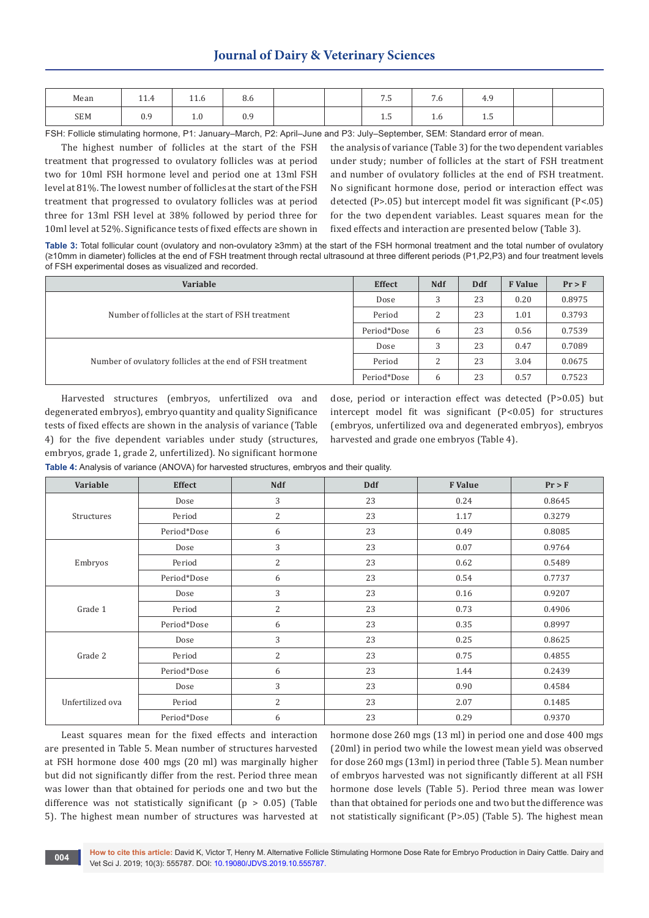| Mean | 11.4 | 11.6 | 8.6 | | | 7.5 | 7.6 | 4.9 | | |
|---|---|---|---|---|---|---|---|---|---|---|
| SEM | 0.9 | 1.0 | 0.9 | | | 1.5 | 1.6 | 1.5 | | |

FSH: Follicle stimulating hormone, P1: January–March, P2: April–June and P3: July–September, SEM: Standard error of mean.

The highest number of follicles at the start of the FSH treatment that progressed to ovulatory follicles was at period two for 10ml FSH hormone level and period one at 13ml FSH level at 81%. The lowest number of follicles at the start of the FSH treatment that progressed to ovulatory follicles was at period three for 13ml FSH level at 38% followed by period three for 10ml level at 52%. Significance tests of fixed effects are shown in the analysis of variance (Table 3) for the two dependent variables under study; number of follicles at the start of FSH treatment and number of ovulatory follicles at the end of FSH treatment. No significant hormone dose, period or interaction effect was detected (P>.05) but intercept model fit was significant (P<.05) for the two dependent variables. Least squares mean for the fixed effects and interaction are presented below (Table 3).

**Table 3:** Total follicular count (ovulatory and non-ovulatory ≥3mm) at the start of the FSH hormonal treatment and the total number of ovulatory (≥10mm in diameter) follicles at the end of FSH treatment through rectal ultrasound at three different periods (P1,P2,P3) and four treatment levels of FSH experimental doses as visualized and recorded.

| Variable | Effect | Ndf | Ddf | F Value | Pr > F |
|---|---|---|---|---|---|
| Number of follicles at the start of FSH treatment | Dose | 3 | 23 | 0.20 | 0.8975 |
| | Period | 2 | 23 | 1.01 | 0.3793 |
| | Period*Dose | 6 | 23 | 0.56 | 0.7539 |
| Number of ovulatory follicles at the end of FSH treatment | Dose | 3 | 23 | 0.47 | 0.7089 |
| | Period | 2 | 23 | 3.04 | 0.0675 |
| | Period*Dose | 6 | 23 | 0.57 | 0.7523 |

Harvested structures (embryos, unfertilized ova and degenerated embryos), embryo quantity and quality Significance tests of fixed effects are shown in the analysis of variance (Table 4) for the five dependent variables under study (structures, embryos, grade 1, grade 2, unfertilized). No significant hormone dose, period or interaction effect was detected (P>0.05) but intercept model fit was significant (P<0.05) for structures (embryos, unfertilized ova and degenerated embryos), embryos harvested and grade one embryos (Table 4).

**Table 4:** Analysis of variance (ANOVA) for harvested structures, embryos and their quality.

| Variable | Effect | Ndf | Ddf | F Value | Pr > F |
|---|---|---|---|---|---|
| Structures | Dose | 3 | 23 | 0.24 | 0.8645 |
| | Period | 2 | 23 | 1.17 | 0.3279 |
| | Period*Dose | 6 | 23 | 0.49 | 0.8085 |
| Embryos | Dose | 3 | 23 | 0.07 | 0.9764 |
| | Period | 2 | 23 | 0.62 | 0.5489 |
| | Period*Dose | 6 | 23 | 0.54 | 0.7737 |
| Grade 1 | Dose | 3 | 23 | 0.16 | 0.9207 |
| | Period | 2 | 23 | 0.73 | 0.4906 |
| | Period*Dose | 6 | 23 | 0.35 | 0.8997 |
| Grade 2 | Dose | 3 | 23 | 0.25 | 0.8625 |
| | Period | 2 | 23 | 0.75 | 0.4855 |
| | Period*Dose | 6 | 23 | 1.44 | 0.2439 |
| Unfertilized ova | Dose | 3 | 23 | 0.90 | 0.4584 |
| | Period | 2 | 23 | 2.07 | 0.1485 |
| | Period*Dose | 6 | 23 | 0.29 | 0.9370 |

Least squares mean for the fixed effects and interaction are presented in Table 5. Mean number of structures harvested at FSH hormone dose 400 mgs (20 ml) was marginally higher but did not significantly differ from the rest. Period three mean was lower than that obtained for periods one and two but the difference was not statistically significant (p > 0.05) (Table 5). The highest mean number of structures was harvested at hormone dose 260 mgs (13 ml) in period one and dose 400 mgs (20ml) in period two while the lowest mean yield was observed for dose 260 mgs (13ml) in period three (Table 5). Mean number of embryos harvested was not significantly different at all FSH hormone dose levels (Table 5). Period three mean was lower than that obtained for periods one and two but the difference was not statistically significant (P>.05) (Table 5). The highest mean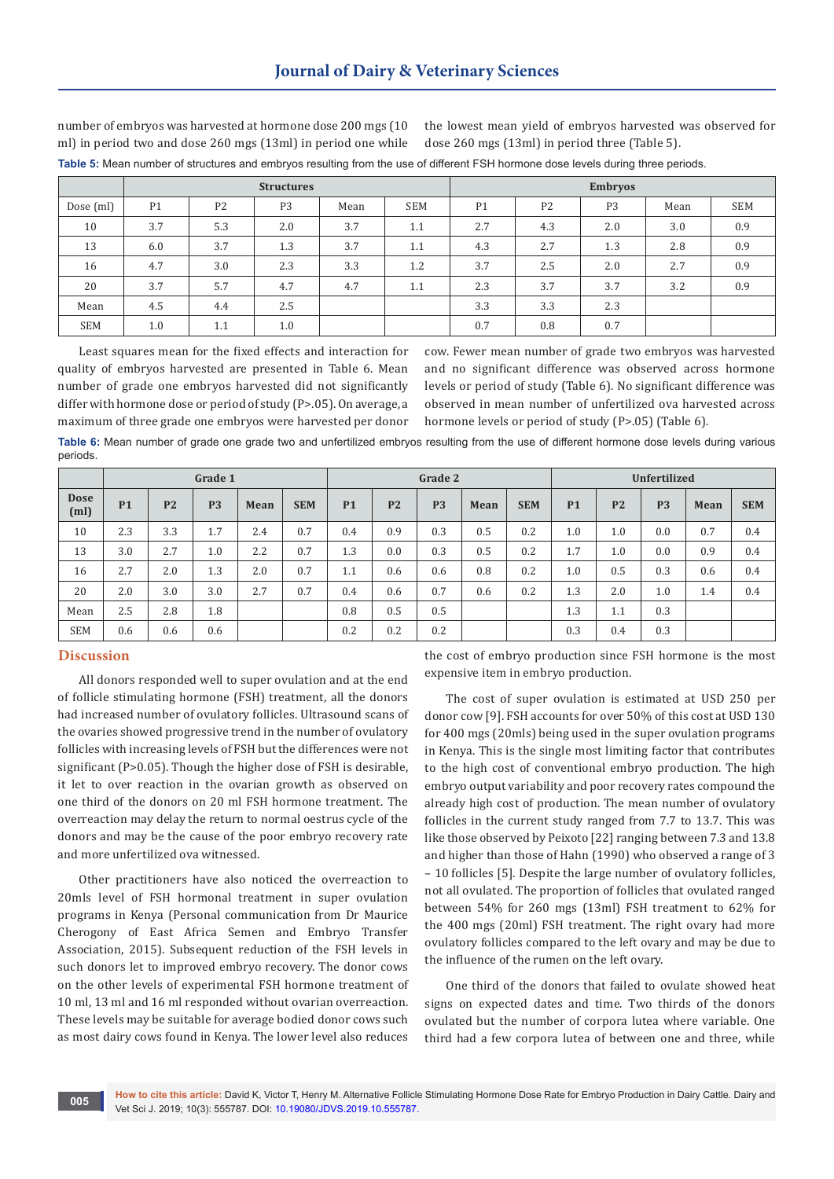number of embryos was harvested at hormone dose 200 mgs (10 ml) in period two and dose 260 mgs (13ml) in period one while the lowest mean yield of embryos harvested was observed for dose 260 mgs (13ml) in period three (Table 5).

**Table 5:** Mean number of structures and embryos resulting from the use of different FSH hormone dose levels during three periods.

| | Structures | | | | | Embryos | | | | |
|---|---|---|---|---|---|---|---|---|---|---|
| Dose (ml) | P1 | P2 | P3 | Mean | SEM | P1 | P2 | P3 | Mean | SEM |
| 10 | 3.7 | 5.3 | 2.0 | 3.7 | 1.1 | 2.7 | 4.3 | 2.0 | 3.0 | 0.9 |
| 13 | 6.0 | 3.7 | 1.3 | 3.7 | 1.1 | 4.3 | 2.7 | 1.3 | 2.8 | 0.9 |
| 16 | 4.7 | 3.0 | 2.3 | 3.3 | 1.2 | 3.7 | 2.5 | 2.0 | 2.7 | 0.9 |
| 20 | 3.7 | 5.7 | 4.7 | 4.7 | 1.1 | 2.3 | 3.7 | 3.7 | 3.2 | 0.9 |
| Mean | 4.5 | 4.4 | 2.5 | | | 3.3 | 3.3 | 2.3 | | |
| SEM | 1.0 | 1.1 | 1.0 | | | 0.7 | 0.8 | 0.7 | | |

Least squares mean for the fixed effects and interaction for quality of embryos harvested are presented in Table 6. Mean number of grade one embryos harvested did not significantly differ with hormone dose or period of study (P>.05). On average, a maximum of three grade one embryos were harvested per donor cow. Fewer mean number of grade two embryos was harvested and no significant difference was observed across hormone levels or period of study (Table 6). No significant difference was observed in mean number of unfertilized ova harvested across hormone levels or period of study (P>.05) (Table 6).

**Table 6:** Mean number of grade one grade two and unfertilized embryos resulting from the use of different hormone dose levels during various periods.

| | Grade 1 | | | | | Grade 2 | | | | | Unfertilized | | | | |
|---|---|---|---|---|---|---|---|---|---|---|---|---|---|---|---|
| **Dose (ml)** | **P1** | **P2** | **P3** | **Mean** | **SEM** | **P1** | **P2** | **P3** | **Mean** | **SEM** | **P1** | **P2** | **P3** | **Mean** | **SEM** |
| 10 | 2.3 | 3.3 | 1.7 | 2.4 | 0.7 | 0.4 | 0.9 | 0.3 | 0.5 | 0.2 | 1.0 | 1.0 | 0.0 | 0.7 | 0.4 |
| 13 | 3.0 | 2.7 | 1.0 | 2.2 | 0.7 | 1.3 | 0.0 | 0.3 | 0.5 | 0.2 | 1.7 | 1.0 | 0.0 | 0.9 | 0.4 |
| 16 | 2.7 | 2.0 | 1.3 | 2.0 | 0.7 | 1.1 | 0.6 | 0.6 | 0.8 | 0.2 | 1.0 | 0.5 | 0.3 | 0.6 | 0.4 |
| 20 | 2.0 | 3.0 | 3.0 | 2.7 | 0.7 | 0.4 | 0.6 | 0.7 | 0.6 | 0.2 | 1.3 | 2.0 | 1.0 | 1.4 | 0.4 |
| Mean | 2.5 | 2.8 | 1.8 | | | 0.8 | 0.5 | 0.5 | | | 1.3 | 1.1 | 0.3 | | |
| SEM | 0.6 | 0.6 | 0.6 | | | 0.2 | 0.2 | 0.2 | | | 0.3 | 0.4 | 0.3 | | |

## Discussion

All donors responded well to super ovulation and at the end of follicle stimulating hormone (FSH) treatment, all the donors had increased number of ovulatory follicles. Ultrasound scans of the ovaries showed progressive trend in the number of ovulatory follicles with increasing levels of FSH but the differences were not significant (P>0.05). Though the higher dose of FSH is desirable, it let to over reaction in the ovarian growth as observed on one third of the donors on 20 ml FSH hormone treatment. The overreaction may delay the return to normal oestrus cycle of the donors and may be the cause of the poor embryo recovery rate and more unfertilized ova witnessed.

Other practitioners have also noticed the overreaction to 20mls level of FSH hormonal treatment in super ovulation programs in Kenya (Personal communication from Dr Maurice Cherogony of East Africa Semen and Embryo Transfer Association, 2015). Subsequent reduction of the FSH levels in such donors let to improved embryo recovery. The donor cows on the other levels of experimental FSH hormone treatment of 10 ml, 13 ml and 16 ml responded without ovarian overreaction. These levels may be suitable for average bodied donor cows such as most dairy cows found in Kenya. The lower level also reduces the cost of embryo production since FSH hormone is the most expensive item in embryo production.

The cost of super ovulation is estimated at USD 250 per donor cow [9]. FSH accounts for over 50% of this cost at USD 130 for 400 mgs (20mls) being used in the super ovulation programs in Kenya. This is the single most limiting factor that contributes to the high cost of conventional embryo production. The high embryo output variability and poor recovery rates compound the already high cost of production. The mean number of ovulatory follicles in the current study ranged from 7.7 to 13.7. This was like those observed by Peixoto [22] ranging between 7.3 and 13.8 and higher than those of Hahn (1990) who observed a range of 3 – 10 follicles [5]. Despite the large number of ovulatory follicles, not all ovulated. The proportion of follicles that ovulated ranged between 54% for 260 mgs (13ml) FSH treatment to 62% for the 400 mgs (20ml) FSH treatment. The right ovary had more ovulatory follicles compared to the left ovary and may be due to the influence of the rumen on the left ovary.

One third of the donors that failed to ovulate showed heat signs on expected dates and time. Two thirds of the donors ovulated but the number of corpora lutea where variable. One third had a few corpora lutea of between one and three, while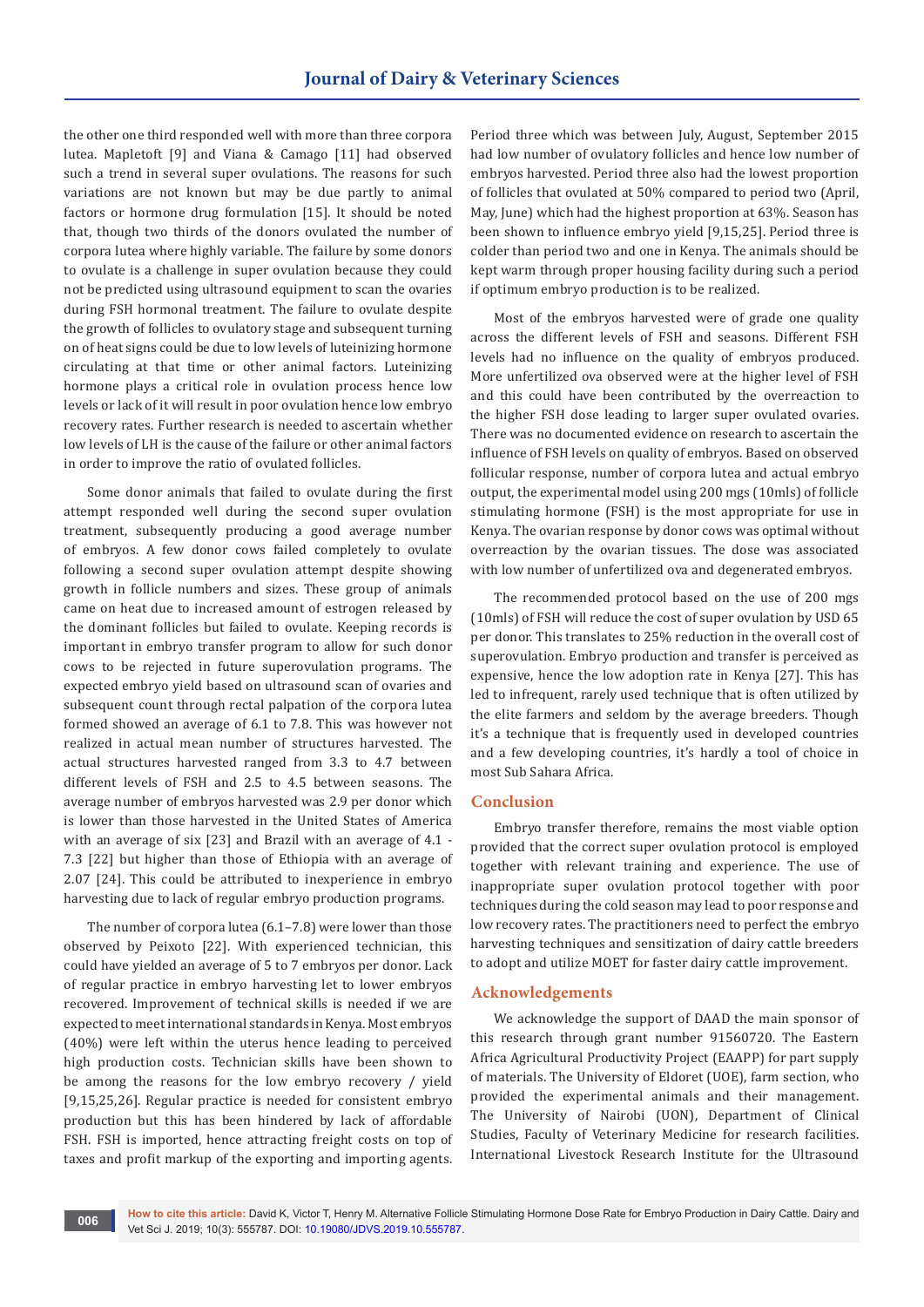the other one third responded well with more than three corpora lutea. Mapletoft [9] and Viana & Camago [11] had observed such a trend in several super ovulations. The reasons for such variations are not known but may be due partly to animal factors or hormone drug formulation [15]. It should be noted that, though two thirds of the donors ovulated the number of corpora lutea where highly variable. The failure by some donors to ovulate is a challenge in super ovulation because they could not be predicted using ultrasound equipment to scan the ovaries during FSH hormonal treatment. The failure to ovulate despite the growth of follicles to ovulatory stage and subsequent turning on of heat signs could be due to low levels of luteinizing hormone circulating at that time or other animal factors. Luteinizing hormone plays a critical role in ovulation process hence low levels or lack of it will result in poor ovulation hence low embryo recovery rates. Further research is needed to ascertain whether low levels of LH is the cause of the failure or other animal factors in order to improve the ratio of ovulated follicles.

Some donor animals that failed to ovulate during the first attempt responded well during the second super ovulation treatment, subsequently producing a good average number of embryos. A few donor cows failed completely to ovulate following a second super ovulation attempt despite showing growth in follicle numbers and sizes. These group of animals came on heat due to increased amount of estrogen released by the dominant follicles but failed to ovulate. Keeping records is important in embryo transfer program to allow for such donor cows to be rejected in future superovulation programs. The expected embryo yield based on ultrasound scan of ovaries and subsequent count through rectal palpation of the corpora lutea formed showed an average of 6.1 to 7.8. This was however not realized in actual mean number of structures harvested. The actual structures harvested ranged from 3.3 to 4.7 between different levels of FSH and 2.5 to 4.5 between seasons. The average number of embryos harvested was 2.9 per donor which is lower than those harvested in the United States of America with an average of six [23] and Brazil with an average of 4.1 - 7.3 [22] but higher than those of Ethiopia with an average of 2.07 [24]. This could be attributed to inexperience in embryo harvesting due to lack of regular embryo production programs.

The number of corpora lutea (6.1–7.8) were lower than those observed by Peixoto [22]. With experienced technician, this could have yielded an average of 5 to 7 embryos per donor. Lack of regular practice in embryo harvesting let to lower embryos recovered. Improvement of technical skills is needed if we are expected to meet international standards in Kenya. Most embryos (40%) were left within the uterus hence leading to perceived high production costs. Technician skills have been shown to be among the reasons for the low embryo recovery / yield [9,15,25,26]. Regular practice is needed for consistent embryo production but this has been hindered by lack of affordable FSH. FSH is imported, hence attracting freight costs on top of taxes and profit markup of the exporting and importing agents. Period three which was between July, August, September 2015 had low number of ovulatory follicles and hence low number of embryos harvested. Period three also had the lowest proportion of follicles that ovulated at 50% compared to period two (April, May, June) which had the highest proportion at 63%. Season has been shown to influence embryo yield [9,15,25]. Period three is colder than period two and one in Kenya. The animals should be kept warm through proper housing facility during such a period if optimum embryo production is to be realized.

Most of the embryos harvested were of grade one quality across the different levels of FSH and seasons. Different FSH levels had no influence on the quality of embryos produced. More unfertilized ova observed were at the higher level of FSH and this could have been contributed by the overreaction to the higher FSH dose leading to larger super ovulated ovaries. There was no documented evidence on research to ascertain the influence of FSH levels on quality of embryos. Based on observed follicular response, number of corpora lutea and actual embryo output, the experimental model using 200 mgs (10mls) of follicle stimulating hormone (FSH) is the most appropriate for use in Kenya. The ovarian response by donor cows was optimal without overreaction by the ovarian tissues. The dose was associated with low number of unfertilized ova and degenerated embryos.

The recommended protocol based on the use of 200 mgs (10mls) of FSH will reduce the cost of super ovulation by USD 65 per donor. This translates to 25% reduction in the overall cost of superovulation. Embryo production and transfer is perceived as expensive, hence the low adoption rate in Kenya [27]. This has led to infrequent, rarely used technique that is often utilized by the elite farmers and seldom by the average breeders. Though it's a technique that is frequently used in developed countries and a few developing countries, it's hardly a tool of choice in most Sub Sahara Africa.

## Conclusion

Embryo transfer therefore, remains the most viable option provided that the correct super ovulation protocol is employed together with relevant training and experience. The use of inappropriate super ovulation protocol together with poor techniques during the cold season may lead to poor response and low recovery rates. The practitioners need to perfect the embryo harvesting techniques and sensitization of dairy cattle breeders to adopt and utilize MOET for faster dairy cattle improvement.

## Acknowledgements

We acknowledge the support of DAAD the main sponsor of this research through grant number 91560720. The Eastern Africa Agricultural Productivity Project (EAAPP) for part supply of materials. The University of Eldoret (UOE), farm section, who provided the experimental animals and their management. The University of Nairobi (UON), Department of Clinical Studies, Faculty of Veterinary Medicine for research facilities. International Livestock Research Institute for the Ultrasound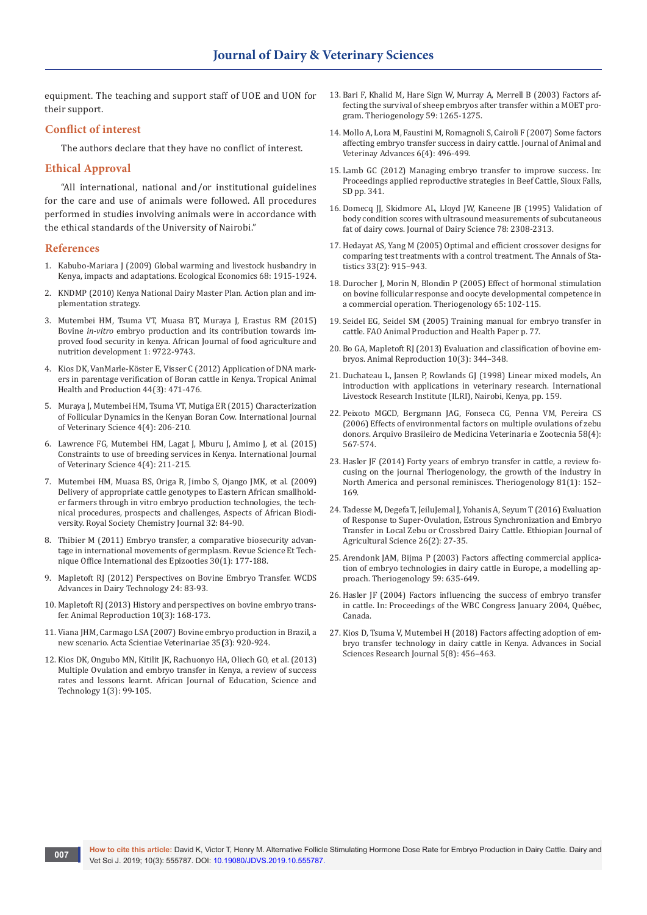equipment. The teaching and support staff of UOE and UON for their support.

## Conflict of interest

The authors declare that they have no conflict of interest.

## Ethical Approval

"All international, national and/or institutional guidelines for the care and use of animals were followed. All procedures performed in studies involving animals were in accordance with the ethical standards of the University of Nairobi."

## References

1. Kabubo-Mariara J (2009) Global warming and livestock husbandry in Kenya, impacts and adaptations. Ecological Economics 68: 1915-1924.
2. KNDMP (2010) Kenya National Dairy Master Plan. Action plan and implementation strategy.
3. Mutembei HM, Tsuma VT, Muasa BT, Muraya J, Erastus RM (2015) Bovine *in-vitro* embryo production and its contribution towards improved food security in kenya. African Journal of food agriculture and nutrition development 1: 9722-9743.
4. Kios DK, VanMarle-Köster E, Visser C (2012) Application of DNA markers in parentage verification of Boran cattle in Kenya. Tropical Animal Health and Production 44(3): 471-476.
5. Muraya J, Mutembei HM, Tsuma VT, Mutiga ER (2015) Characterization of Follicular Dynamics in the Kenyan Boran Cow. International Journal of Veterinary Science 4(4): 206-210.
6. Lawrence FG, Mutembei HM, Lagat J, Mburu J, Amimo J, et al. (2015) Constraints to use of breeding services in Kenya. International Journal of Veterinary Science 4(4): 211-215.
7. Mutembei HM, Muasa BS, Origa R, Jimbo S, Ojango JMK, et al. (2009) Delivery of appropriate cattle genotypes to Eastern African smallholder farmers through in vitro embryo production technologies, the technical procedures, prospects and challenges, Aspects of African Biodiversity. Royal Society Chemistry Journal 32: 84-90.
8. Thibier M (2011) Embryo transfer, a comparative biosecurity advantage in international movements of germplasm. Revue Science Et Technique Office International des Epizooties 30(1): 177-188.
9. Mapletoft RJ (2012) Perspectives on Bovine Embryo Transfer. WCDS Advances in Dairy Technology 24: 83-93.
10. Mapletoft RJ (2013) History and perspectives on bovine embryo transfer. Animal Reproduction 10(3): 168-173.
11. Viana JHM, Carmago LSA (2007) Bovine embryo production in Brazil, a new scenario. Acta Scientiae Veterinariae 35(3): 920-924.
12. Kios DK, Ongubo MN, Kitilit JK, Rachuonyo HA, Oliech GO, et al. (2013) Multiple Ovulation and embryo transfer in Kenya, a review of success rates and lessons learnt. African Journal of Education, Science and Technology 1(3): 99-105.
13. Bari F, Khalid M, Hare Sign W, Murray A, Merrell B (2003) Factors affecting the survival of sheep embryos after transfer within a MOET program. Theriogenology 59: 1265-1275.
14. Mollo A, Lora M, Faustini M, Romagnoli S, Cairoli F (2007) Some factors affecting embryo transfer success in dairy cattle. Journal of Animal and Veterinay Advances 6(4): 496-499.
15. Lamb GC (2012) Managing embryo transfer to improve success. In: Proceedings applied reproductive strategies in Beef Cattle, Sioux Falls, SD pp. 341.
16. Domecq JJ, Skidmore AL, Lloyd JW, Kaneene JB (1995) Validation of body condition scores with ultrasound measurements of subcutaneous fat of dairy cows. Journal of Dairy Science 78: 2308-2313.
17. Hedayat AS, Yang M (2005) Optimal and efficient crossover designs for comparing test treatments with a control treatment. The Annals of Statistics 33(2): 915–943.
18. Durocher J, Morin N, Blondin P (2005) Effect of hormonal stimulation on bovine follicular response and oocyte developmental competence in a commercial operation. Theriogenology 65: 102-115.
19. Seidel EG, Seidel SM (2005) Training manual for embryo transfer in cattle. FAO Animal Production and Health Paper p. 77.
20. Bo GA, Mapletoft RJ (2013) Evaluation and classification of bovine embryos. Animal Reproduction 10(3): 344–348.
21. Duchateau L, Jansen P, Rowlands GJ (1998) Linear mixed models, An introduction with applications in veterinary research. International Livestock Research Institute (ILRI), Nairobi, Kenya, pp. 159.
22. Peixoto MGCD, Bergmann JAG, Fonseca CG, Penna VM, Pereira CS (2006) Effects of environmental factors on multiple ovulations of zebu donors. Arquivo Brasileiro de Medicina Veterinaria e Zootecnia 58(4): 567-574.
23. Hasler JF (2014) Forty years of embryo transfer in cattle, a review focusing on the journal Theriogenology, the growth of the industry in North America and personal reminisces. Theriogenology 81(1): 152–169.
24. Tadesse M, Degefa T, JeiluJemal J, Yohanis A, Seyum T (2016) Evaluation of Response to Super-Ovulation, Estrous Synchronization and Embryo Transfer in Local Zebu or Crossbred Dairy Cattle. Ethiopian Journal of Agricultural Science 26(2): 27-35.
25. Arendonk JAM, Bijma P (2003) Factors affecting commercial application of embryo technologies in dairy cattle in Europe, a modelling approach. Theriogenology 59: 635-649.
26. Hasler JF (2004) Factors influencing the success of embryo transfer in cattle. In: Proceedings of the WBC Congress January 2004, Québec, Canada.
27. Kios D, Tsuma V, Mutembei H (2018) Factors affecting adoption of embryo transfer technology in dairy cattle in Kenya. Advances in Social Sciences Research Journal 5(8): 456–463.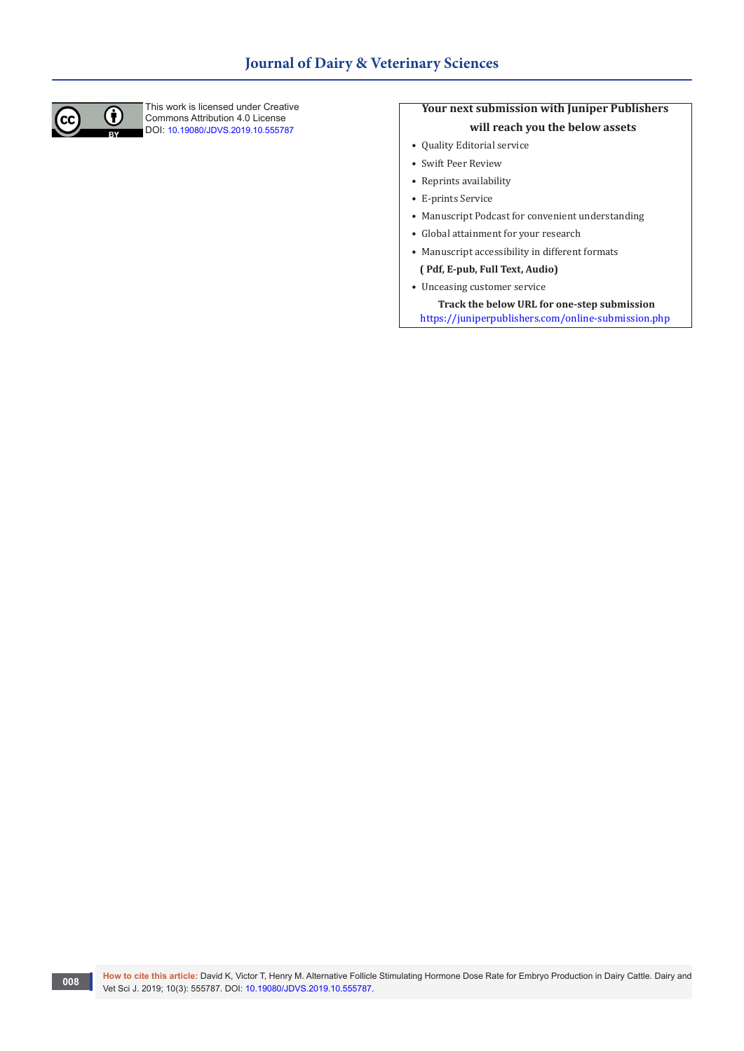This work is licensed under Creative Commons Attribution 4.0 License
DOI: 10.19080/JDVS.2019.10.555787

**Your next submission with Juniper Publishers will reach you the below assets**

- Quality Editorial service
- Swift Peer Review
- Reprints availability
- E-prints Service
- Manuscript Podcast for convenient understanding
- Global attainment for your research
- Manuscript accessibility in different formats

**( Pdf, E-pub, Full Text, Audio)**

- Unceasing customer service

**Track the below URL for one-step submission**

https://juniperpublishers.com/online-submission.php